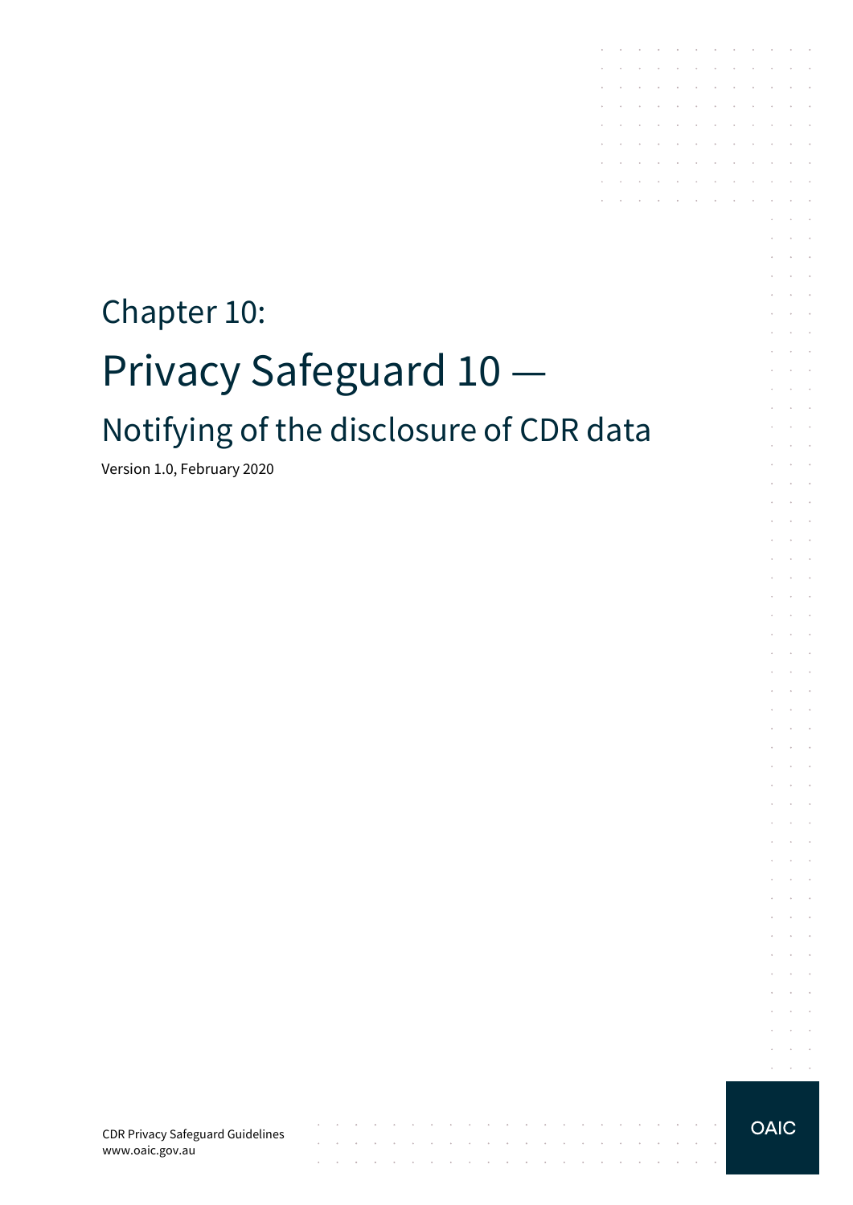# Chapter 10:

# Privacy Safeguard 10 —

## Notifying of the disclosure of CDR data

Version 1.0, February 2020

CDR Privacy Safeguard Guidelines
www.oaic.gov.au

OAIC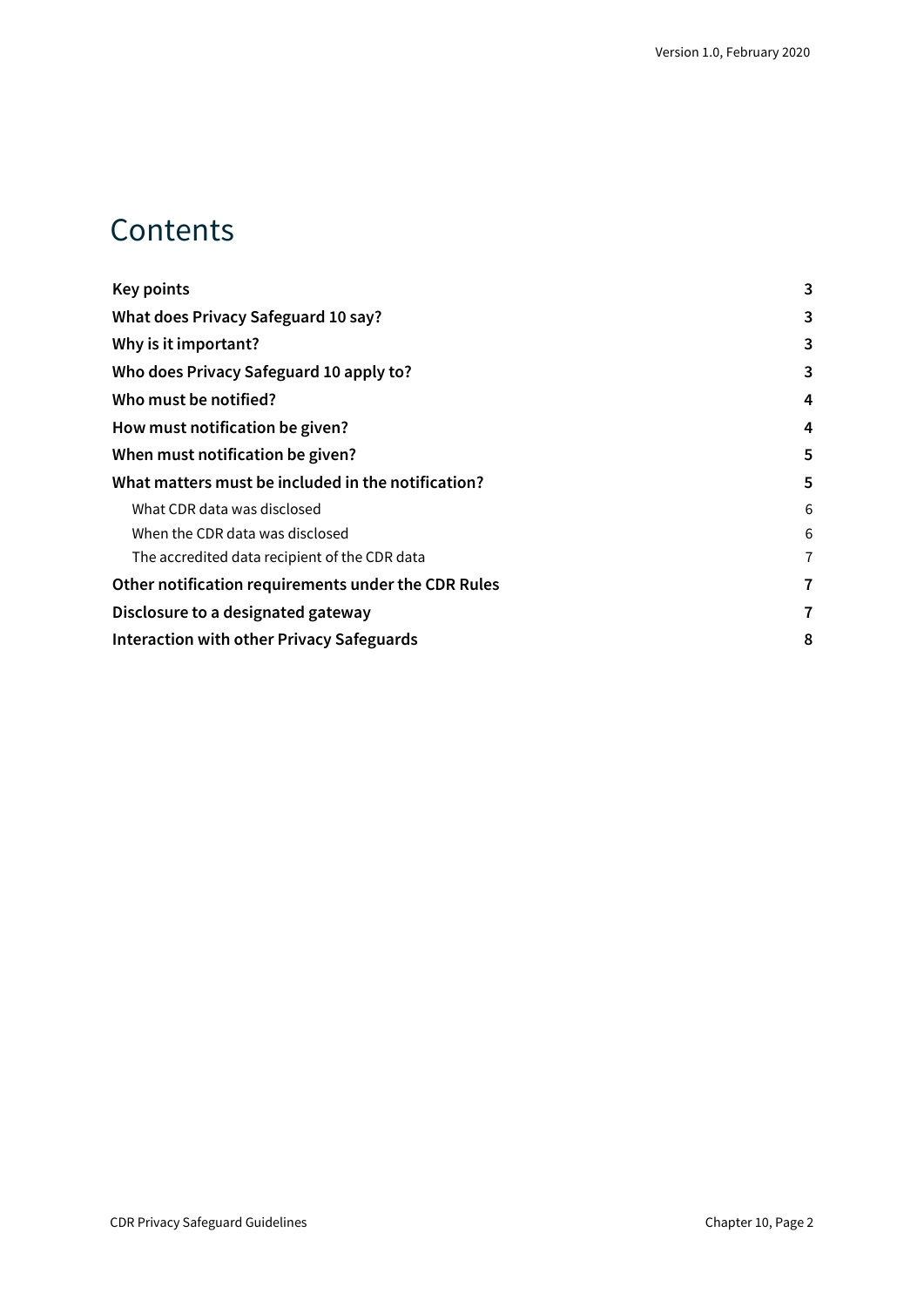# Contents

| | |
|---|---|
| **Key points** | **3** |
| **What does Privacy Safeguard 10 say?** | **3** |
| **Why is it important?** | **3** |
| **Who does Privacy Safeguard 10 apply to?** | **3** |
| **Who must be notified?** | **4** |
| **How must notification be given?** | **4** |
| **When must notification be given?** | **5** |
| **What matters must be included in the notification?** | **5** |
| What CDR data was disclosed | 6 |
| When the CDR data was disclosed | 6 |
| The accredited data recipient of the CDR data | 7 |
| **Other notification requirements under the CDR Rules** | **7** |
| **Disclosure to a designated gateway** | **7** |
| **Interaction with other Privacy Safeguards** | **8** |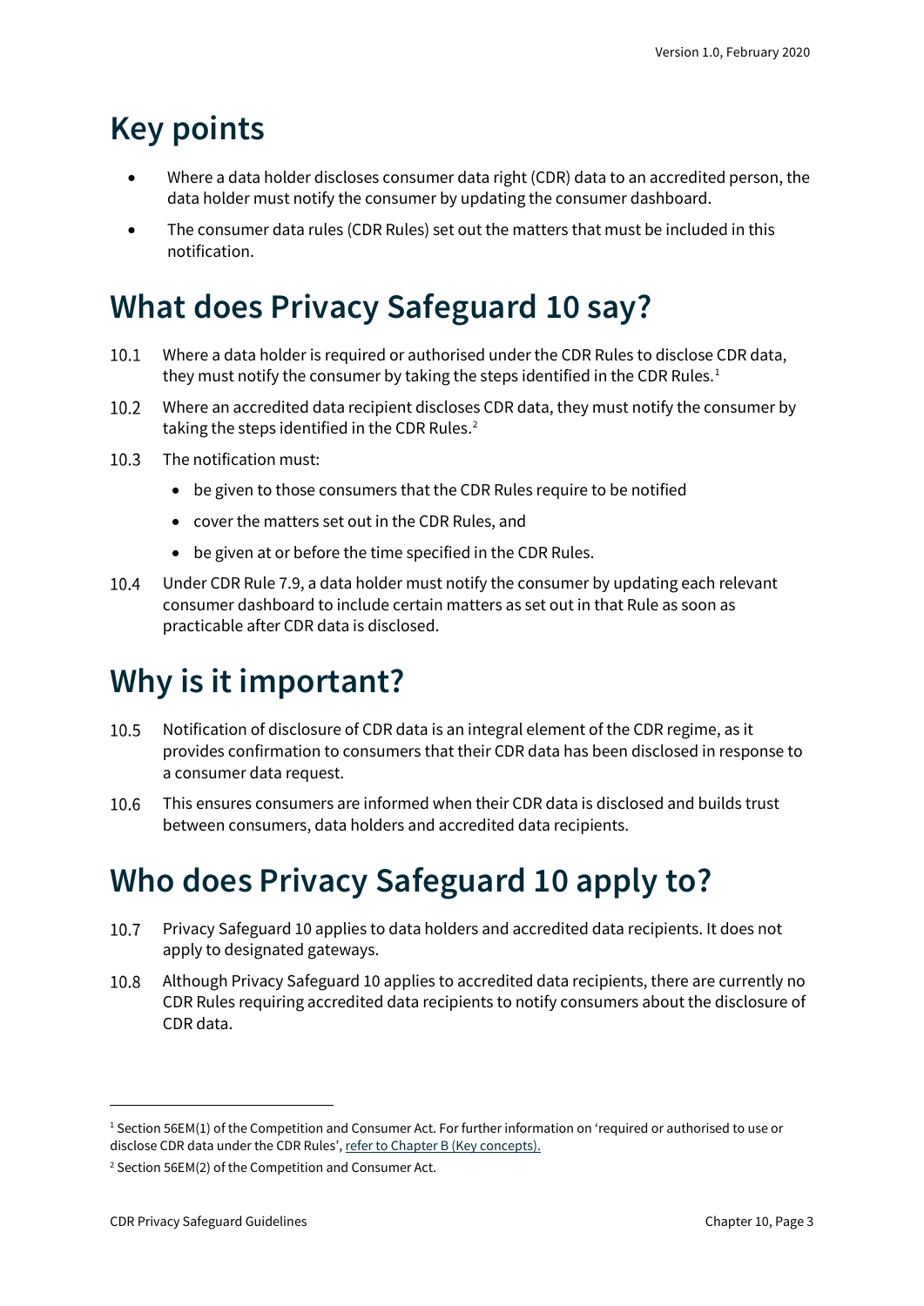# Key points

- Where a data holder discloses consumer data right (CDR) data to an accredited person, the data holder must notify the consumer by updating the consumer dashboard.
- The consumer data rules (CDR Rules) set out the matters that must be included in this notification.

# What does Privacy Safeguard 10 say?

10.1 Where a data holder is required or authorised under the CDR Rules to disclose CDR data, they must notify the consumer by taking the steps identified in the CDR Rules.[1]

10.2 Where an accredited data recipient discloses CDR data, they must notify the consumer by taking the steps identified in the CDR Rules.[2]

10.3 The notification must:

- be given to those consumers that the CDR Rules require to be notified
- cover the matters set out in the CDR Rules, and
- be given at or before the time specified in the CDR Rules.

10.4 Under CDR Rule 7.9, a data holder must notify the consumer by updating each relevant consumer dashboard to include certain matters as set out in that Rule as soon as practicable after CDR data is disclosed.

# Why is it important?

10.5 Notification of disclosure of CDR data is an integral element of the CDR regime, as it provides confirmation to consumers that their CDR data has been disclosed in response to a consumer data request.

10.6 This ensures consumers are informed when their CDR data is disclosed and builds trust between consumers, data holders and accredited data recipients.

# Who does Privacy Safeguard 10 apply to?

10.7 Privacy Safeguard 10 applies to data holders and accredited data recipients. It does not apply to designated gateways.

10.8 Although Privacy Safeguard 10 applies to accredited data recipients, there are currently no CDR Rules requiring accredited data recipients to notify consumers about the disclosure of CDR data.

---

[1] Section 56EM(1) of the Competition and Consumer Act. For further information on 'required or authorised to use or disclose CDR data under the CDR Rules', refer to Chapter B (Key concepts).

[2] Section 56EM(2) of the Competition and Consumer Act.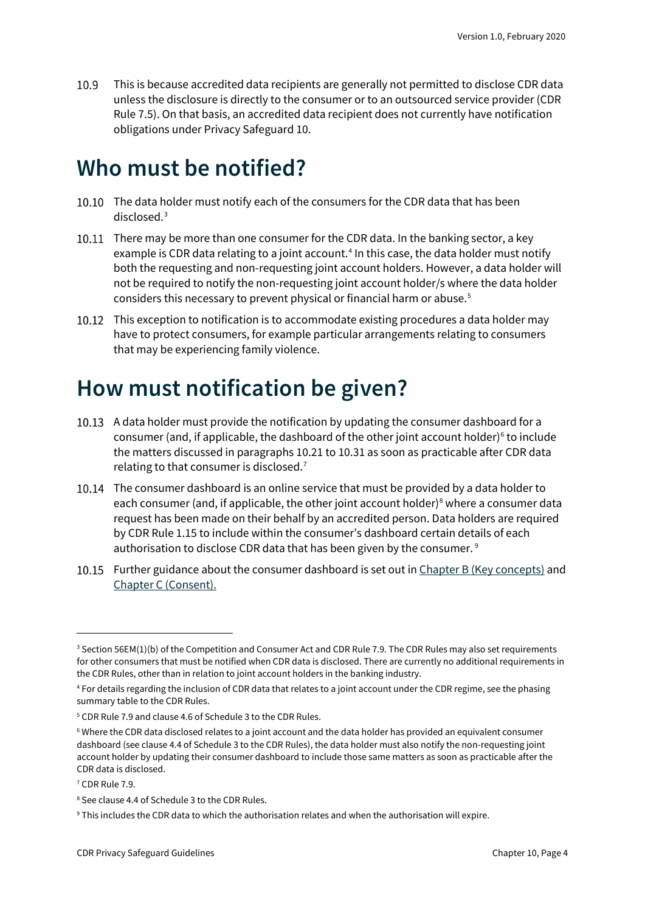10.9 This is because accredited data recipients are generally not permitted to disclose CDR data unless the disclosure is directly to the consumer or to an outsourced service provider (CDR Rule 7.5). On that basis, an accredited data recipient does not currently have notification obligations under Privacy Safeguard 10.

## Who must be notified?

10.10 The data holder must notify each of the consumers for the CDR data that has been disclosed.[3]

10.11 There may be more than one consumer for the CDR data. In the banking sector, a key example is CDR data relating to a joint account.[4] In this case, the data holder must notify both the requesting and non-requesting joint account holders. However, a data holder will not be required to notify the non-requesting joint account holder/s where the data holder considers this necessary to prevent physical or financial harm or abuse.[5]

10.12 This exception to notification is to accommodate existing procedures a data holder may have to protect consumers, for example particular arrangements relating to consumers that may be experiencing family violence.

## How must notification be given?

10.13 A data holder must provide the notification by updating the consumer dashboard for a consumer (and, if applicable, the dashboard of the other joint account holder)[6] to include the matters discussed in paragraphs 10.21 to 10.31 as soon as practicable after CDR data relating to that consumer is disclosed.[7]

10.14 The consumer dashboard is an online service that must be provided by a data holder to each consumer (and, if applicable, the other joint account holder)[8] where a consumer data request has been made on their behalf by an accredited person. Data holders are required by CDR Rule 1.15 to include within the consumer's dashboard certain details of each authorisation to disclose CDR data that has been given by the consumer.[9]

10.15 Further guidance about the consumer dashboard is set out in [Chapter B (Key concepts)] and [Chapter C (Consent).]

---

[3] Section 56EM(1)(b) of the Competition and Consumer Act and CDR Rule 7.9. The CDR Rules may also set requirements for other consumers that must be notified when CDR data is disclosed. There are currently no additional requirements in the CDR Rules, other than in relation to joint account holders in the banking industry.

[4] For details regarding the inclusion of CDR data that relates to a joint account under the CDR regime, see the phasing summary table to the CDR Rules.

[5] CDR Rule 7.9 and clause 4.6 of Schedule 3 to the CDR Rules.

[6] Where the CDR data disclosed relates to a joint account and the data holder has provided an equivalent consumer dashboard (see clause 4.4 of Schedule 3 to the CDR Rules), the data holder must also notify the non-requesting joint account holder by updating their consumer dashboard to include those same matters as soon as practicable after the CDR data is disclosed.

[7] CDR Rule 7.9.

[8] See clause 4.4 of Schedule 3 to the CDR Rules.

[9] This includes the CDR data to which the authorisation relates and when the authorisation will expire.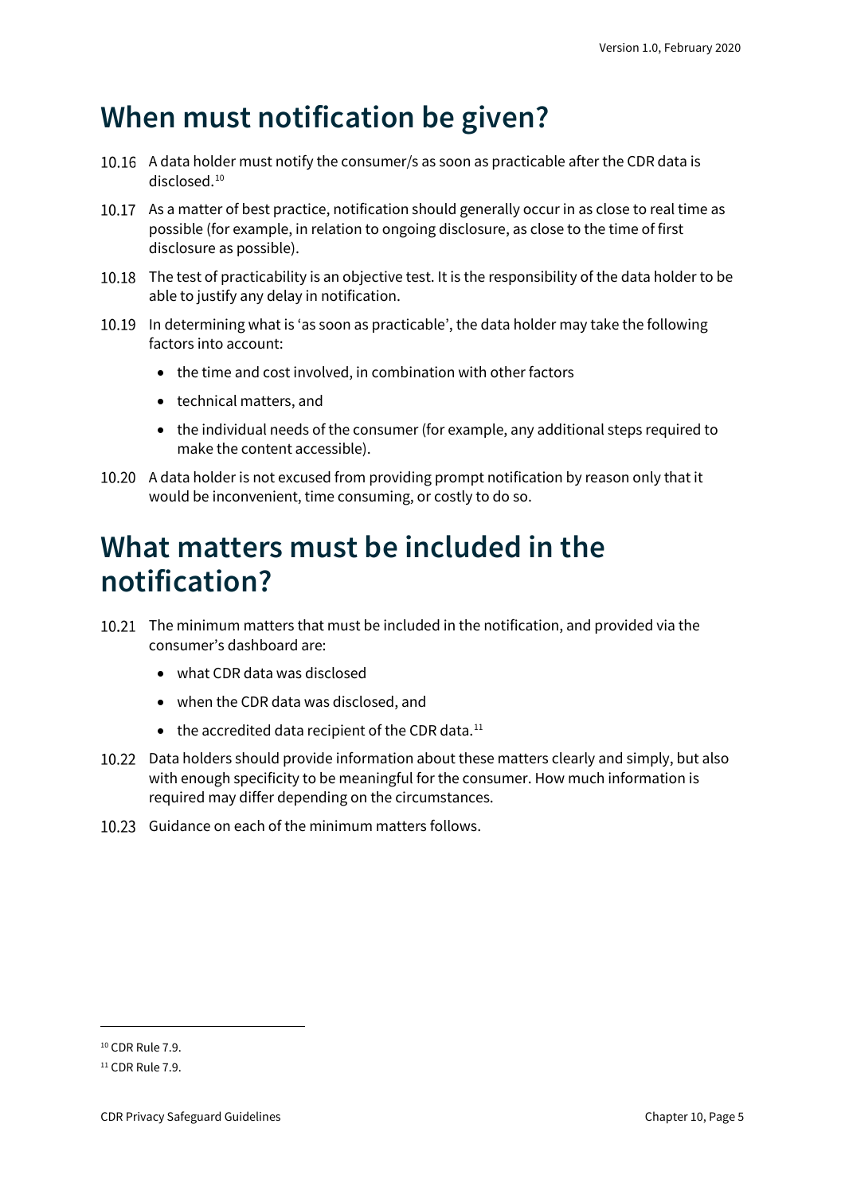## When must notification be given?

10.16 A data holder must notify the consumer/s as soon as practicable after the CDR data is disclosed.[10]

10.17 As a matter of best practice, notification should generally occur in as close to real time as possible (for example, in relation to ongoing disclosure, as close to the time of first disclosure as possible).

10.18 The test of practicability is an objective test. It is the responsibility of the data holder to be able to justify any delay in notification.

10.19 In determining what is 'as soon as practicable', the data holder may take the following factors into account:

- the time and cost involved, in combination with other factors
- technical matters, and
- the individual needs of the consumer (for example, any additional steps required to make the content accessible).

10.20 A data holder is not excused from providing prompt notification by reason only that it would be inconvenient, time consuming, or costly to do so.

## What matters must be included in the notification?

10.21 The minimum matters that must be included in the notification, and provided via the consumer's dashboard are:

- what CDR data was disclosed
- when the CDR data was disclosed, and
- the accredited data recipient of the CDR data.[11]

10.22 Data holders should provide information about these matters clearly and simply, but also with enough specificity to be meaningful for the consumer. How much information is required may differ depending on the circumstances.

10.23 Guidance on each of the minimum matters follows.

---

[10] CDR Rule 7.9.

[11] CDR Rule 7.9.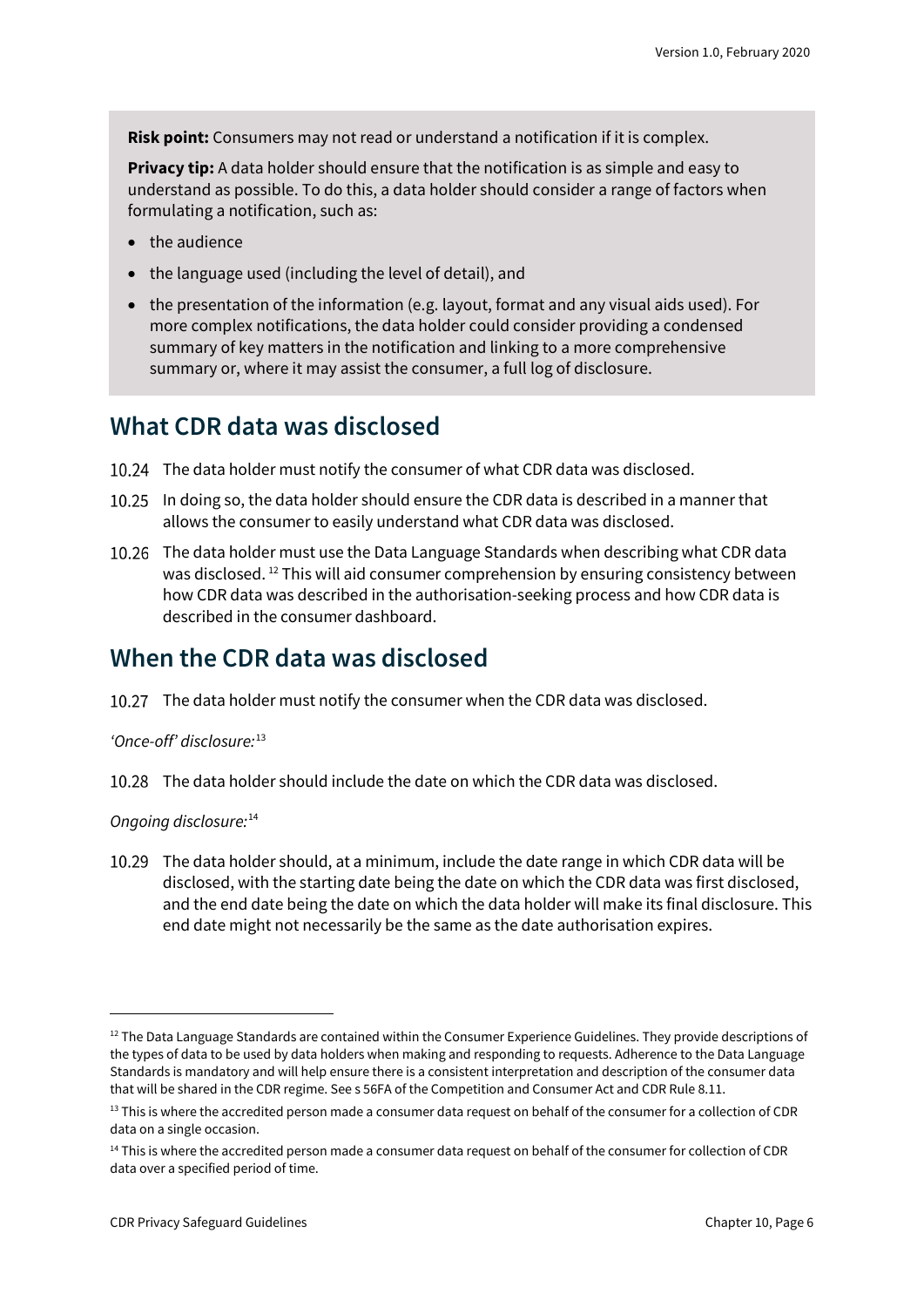**Risk point:** Consumers may not read or understand a notification if it is complex.

**Privacy tip:** A data holder should ensure that the notification is as simple and easy to understand as possible. To do this, a data holder should consider a range of factors when formulating a notification, such as:

- the audience
- the language used (including the level of detail), and
- the presentation of the information (e.g. layout, format and any visual aids used). For more complex notifications, the data holder could consider providing a condensed summary of key matters in the notification and linking to a more comprehensive summary or, where it may assist the consumer, a full log of disclosure.

## What CDR data was disclosed

10.24 The data holder must notify the consumer of what CDR data was disclosed.

10.25 In doing so, the data holder should ensure the CDR data is described in a manner that allows the consumer to easily understand what CDR data was disclosed.

10.26 The data holder must use the Data Language Standards when describing what CDR data was disclosed.[12] This will aid consumer comprehension by ensuring consistency between how CDR data was described in the authorisation-seeking process and how CDR data is described in the consumer dashboard.

## When the CDR data was disclosed

10.27 The data holder must notify the consumer when the CDR data was disclosed.

*'Once-off' disclosure:*[13]

10.28 The data holder should include the date on which the CDR data was disclosed.

*Ongoing disclosure:*[14]

10.29 The data holder should, at a minimum, include the date range in which CDR data will be disclosed, with the starting date being the date on which the CDR data was first disclosed, and the end date being the date on which the data holder will make its final disclosure. This end date might not necessarily be the same as the date authorisation expires.

---

[12] The Data Language Standards are contained within the Consumer Experience Guidelines. They provide descriptions of the types of data to be used by data holders when making and responding to requests. Adherence to the Data Language Standards is mandatory and will help ensure there is a consistent interpretation and description of the consumer data that will be shared in the CDR regime. See s 56FA of the Competition and Consumer Act and CDR Rule 8.11.

[13] This is where the accredited person made a consumer data request on behalf of the consumer for a collection of CDR data on a single occasion.

[14] This is where the accredited person made a consumer data request on behalf of the consumer for collection of CDR data over a specified period of time.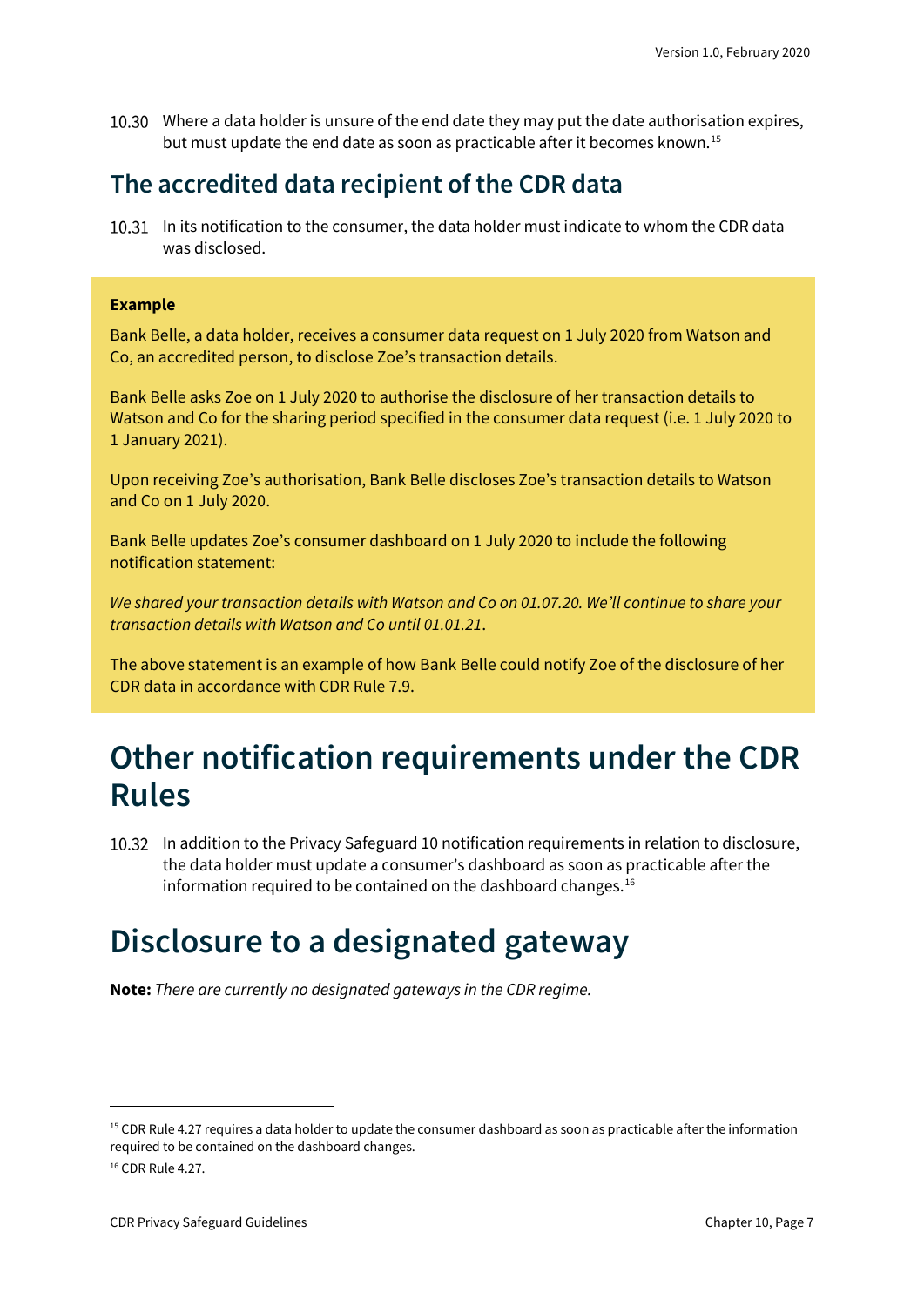10.30 Where a data holder is unsure of the end date they may put the date authorisation expires, but must update the end date as soon as practicable after it becomes known.[15]

## The accredited data recipient of the CDR data

10.31 In its notification to the consumer, the data holder must indicate to whom the CDR data was disclosed.

> **Example**
>
> Bank Belle, a data holder, receives a consumer data request on 1 July 2020 from Watson and Co, an accredited person, to disclose Zoe's transaction details.
>
> Bank Belle asks Zoe on 1 July 2020 to authorise the disclosure of her transaction details to Watson and Co for the sharing period specified in the consumer data request (i.e. 1 July 2020 to 1 January 2021).
>
> Upon receiving Zoe's authorisation, Bank Belle discloses Zoe's transaction details to Watson and Co on 1 July 2020.
>
> Bank Belle updates Zoe's consumer dashboard on 1 July 2020 to include the following notification statement:
>
> *We shared your transaction details with Watson and Co on 01.07.20. We'll continue to share your transaction details with Watson and Co until 01.01.21.*
>
> The above statement is an example of how Bank Belle could notify Zoe of the disclosure of her CDR data in accordance with CDR Rule 7.9.

# Other notification requirements under the CDR Rules

10.32 In addition to the Privacy Safeguard 10 notification requirements in relation to disclosure, the data holder must update a consumer's dashboard as soon as practicable after the information required to be contained on the dashboard changes.[16]

# Disclosure to a designated gateway

**Note:** *There are currently no designated gateways in the CDR regime.*

---

[15] CDR Rule 4.27 requires a data holder to update the consumer dashboard as soon as practicable after the information required to be contained on the dashboard changes.

[16] CDR Rule 4.27.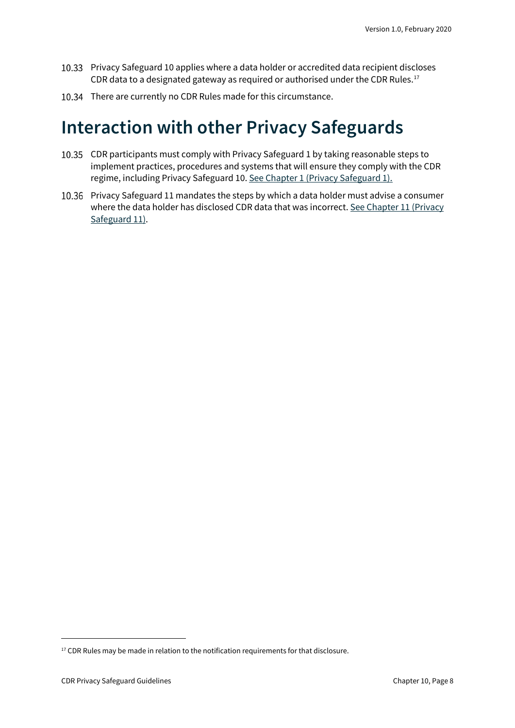10.33 Privacy Safeguard 10 applies where a data holder or accredited data recipient discloses CDR data to a designated gateway as required or authorised under the CDR Rules.[17]

10.34 There are currently no CDR Rules made for this circumstance.

## Interaction with other Privacy Safeguards

10.35 CDR participants must comply with Privacy Safeguard 1 by taking reasonable steps to implement practices, procedures and systems that will ensure they comply with the CDR regime, including Privacy Safeguard 10. See Chapter 1 (Privacy Safeguard 1).

10.36 Privacy Safeguard 11 mandates the steps by which a data holder must advise a consumer where the data holder has disclosed CDR data that was incorrect. See Chapter 11 (Privacy Safeguard 11).

[17] CDR Rules may be made in relation to the notification requirements for that disclosure.